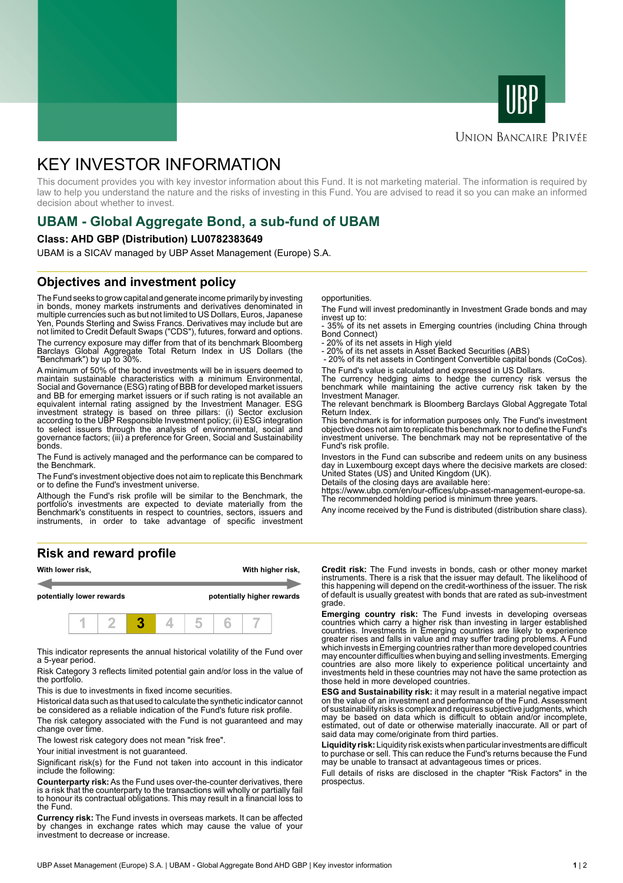UBP

Union Bancaire Privée

# KEY INVESTOR INFORMATION

This document provides you with key investor information about this Fund. It is not marketing material. The information is required by law to help you understand the nature and the risks of investing in this Fund. You are advised to read it so you can make an informed decision about whether to invest.

## UBAM - Global Aggregate Bond, a sub-fund of UBAM

### Class: AHD GBP (Distribution) LU0782383649

UBAM is a SICAV managed by UBP Asset Management (Europe) S.A.

## Objectives and investment policy

The Fund seeks to grow capital and generate income primarily by investing in bonds, money markets instruments and derivatives denominated in multiple currencies such as but not limited to US Dollars, Euros, Japanese Yen, Pounds Sterling and Swiss Francs. Derivatives may include but are not limited to Credit Default Swaps ("CDS"), futures, forward and options.

The currency exposure may differ from that of its benchmark Bloomberg Barclays Global Aggregate Total Return Index in US Dollars (the "Benchmark") by up to 30%.

A minimum of 50% of the bond investments will be in issuers deemed to maintain sustainable characteristics with a minimum Environmental, Social and Governance (ESG) rating of BBB for developed market issuers and BB for emerging market issuers or if such rating is not available an equivalent internal rating assigned by the Investment Manager. ESG investment strategy is based on three pillars: (i) Sector exclusion according to the UBP Responsible Investment policy; (ii) ESG integration to select issuers through the analysis of environmental, social and governance factors; (iii) a preference for Green, Social and Sustainability bonds.

The Fund is actively managed and the performance can be compared to the Benchmark.

The Fund's investment objective does not aim to replicate this Benchmark or to define the Fund's investment universe.

Although the Fund's risk profile will be similar to the Benchmark, the portfolio's investments are expected to deviate materially from the Benchmark's constituents in respect to countries, sectors, issuers and instruments, in order to take advantage of specific investment opportunities.

The Fund will invest predominantly in Investment Grade bonds and may invest up to:
- 35% of its net assets in Emerging countries (including China through Bond Connect)
- 20% of its net assets in High yield
- 20% of its net assets in Asset Backed Securities (ABS)
- 20% of its net assets in Contingent Convertible capital bonds (CoCos).

The Fund's value is calculated and expressed in US Dollars.
The currency hedging aims to hedge the currency risk versus the benchmark while maintaining the active currency risk taken by the Investment Manager.
The relevant benchmark is Bloomberg Barclays Global Aggregate Total Return Index.
This benchmark is for information purposes only. The Fund's investment objective does not aim to replicate this benchmark nor to define the Fund's investment universe. The benchmark may not be representative of the Fund's risk profile.

Investors in the Fund can subscribe and redeem units on any business day in Luxembourg except days where the decisive markets are closed: United States (US) and United Kingdom (UK).
Details of the closing days are available here:
https://www.ubp.com/en/our-offices/ubp-asset-management-europe-sa.
The recommended holding period is minimum three years.

Any income received by the Fund is distributed (distribution share class).

## Risk and reward profile

| With lower risk, potentially lower rewards | | | | | | With higher risk, potentially higher rewards |
|---|---|---|---|---|---|---|
| 1 | 2 | **3** | 4 | 5 | 6 | 7 |

This indicator represents the annual historical volatility of the Fund over a 5-year period.

Risk Category 3 reflects limited potential gain and/or loss in the value of the portfolio.

This is due to investments in fixed income securities.

Historical data such as that used to calculate the synthetic indicator cannot be considered as a reliable indication of the Fund's future risk profile.

The risk category associated with the Fund is not guaranteed and may change over time.

The lowest risk category does not mean "risk free".

Your initial investment is not guaranteed.

Significant risk(s) for the Fund not taken into account in this indicator include the following:

**Counterparty risk:** As the Fund uses over-the-counter derivatives, there is a risk that the counterparty to the transactions will wholly or partially fail to honour its contractual obligations. This may result in a financial loss to the Fund.

**Currency risk:** The Fund invests in overseas markets. It can be affected by changes in exchange rates which may cause the value of your investment to decrease or increase.

**Credit risk:** The Fund invests in bonds, cash or other money market instruments. There is a risk that the issuer may default. The likelihood of this happening will depend on the credit-worthiness of the issuer. The risk of default is usually greatest with bonds that are rated as sub-investment grade.

**Emerging country risk:** The Fund invests in developing overseas countries which carry a higher risk than investing in larger established countries. Investments in Emerging countries are likely to experience greater rises and falls in value and may suffer trading problems. A Fund which invests in Emerging countries rather than more developed countries may encounter difficulties when buying and selling investments. Emerging countries are also more likely to experience political uncertainty and investments held in these countries may not have the same protection as those held in more developed countries.

**ESG and Sustainability risk:** it may result in a material negative impact on the value of an investment and performance of the Fund. Assessment of sustainability risks is complex and requires subjective judgments, which may be based on data which is difficult to obtain and/or incomplete, estimated, out of date or otherwise materially inaccurate. All or part of said data may come/originate from third parties.

**Liquidity risk:** Liquidity risk exists when particular investments are difficult to purchase or sell. This can reduce the Fund's returns because the Fund may be unable to transact at advantageous times or prices.

Full details of risks are disclosed in the chapter "Risk Factors" in the prospectus.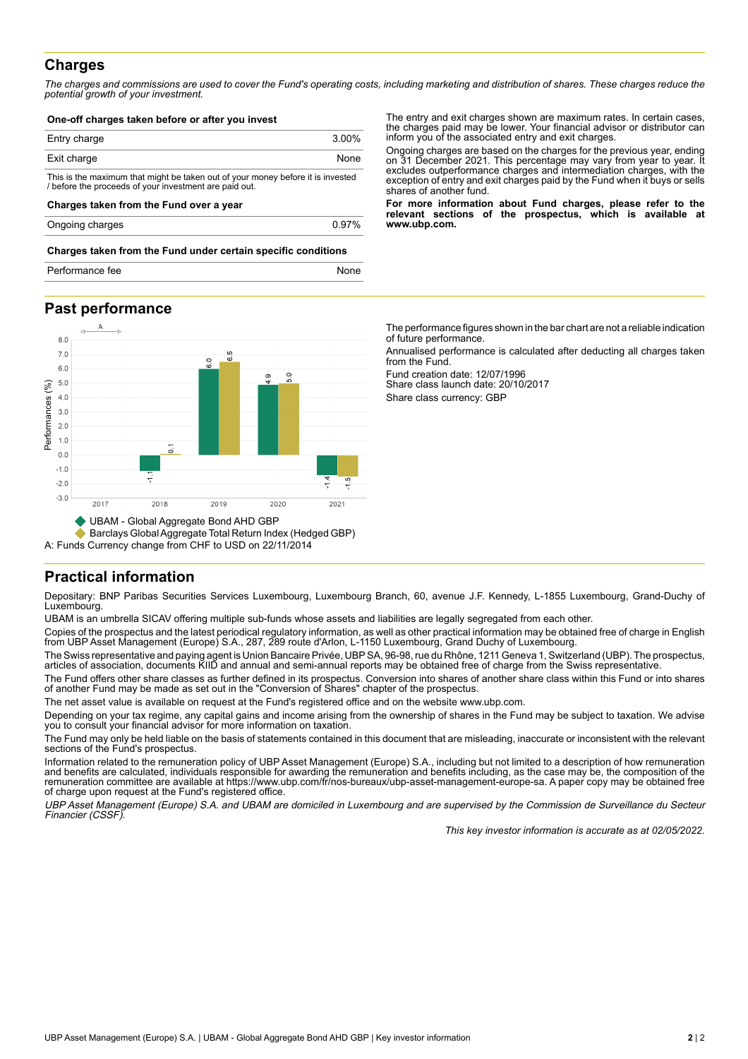## Charges

*The charges and commissions are used to cover the Fund's operating costs, including marketing and distribution of shares. These charges reduce the potential growth of your investment.*

| One-off charges taken before or after you invest | |
|---|---|
| Entry charge | 3.00% |
| Exit charge | None |

This is the maximum that might be taken out of your money before it is invested / before the proceeds of your investment are paid out.

| Charges taken from the Fund over a year | |
|---|---|
| Ongoing charges | 0.97% |

| Charges taken from the Fund under certain specific conditions | |
|---|---|
| Performance fee | None |

The entry and exit charges shown are maximum rates. In certain cases, the charges paid may be lower. Your financial advisor or distributor can inform you of the associated entry and exit charges.

Ongoing charges are based on the charges for the previous year, ending on 31 December 2021. This percentage may vary from year to year. It excludes outperformance charges and intermediation charges, with the exception of entry and exit charges paid by the Fund when it buys or sells shares of another fund.

**For more information about Fund charges, please refer to the relevant sections of the prospectus, which is available at www.ubp.com.**

## Past performance

A

Performances (%)

8.0
7.0
6.0
5.0
4.0
3.0
2.0
1.0
0.0
-1.0
-2.0
-3.0

2017
2018
2019
2020
2021

-1.1
0.1
6.0
6.5
4.9
5.0
-1.4
-1.5

UBAM - Global Aggregate Bond AHD GBP
Barclays Global Aggregate Total Return Index (Hedged GBP)

A: Funds Currency change from CHF to USD on 22/11/2014

The performance figures shown in the bar chart are not a reliable indication of future performance.

Annualised performance is calculated after deducting all charges taken from the Fund.

Fund creation date: 12/07/1996
Share class launch date: 20/10/2017
Share class currency: GBP

## Practical information

Depositary: BNP Paribas Securities Services Luxembourg, Luxembourg Branch, 60, avenue J.F. Kennedy, L-1855 Luxembourg, Grand-Duchy of Luxembourg.

UBAM is an umbrella SICAV offering multiple sub-funds whose assets and liabilities are legally segregated from each other.

Copies of the prospectus and the latest periodical regulatory information, as well as other practical information may be obtained free of charge in English from UBP Asset Management (Europe) S.A., 287, 289 route d'Arlon, L-1150 Luxembourg, Grand Duchy of Luxembourg.

The Swiss representative and paying agent is Union Bancaire Privée, UBP SA, 96-98, rue du Rhône, 1211 Geneva 1, Switzerland (UBP). The prospectus, articles of association, documents KIID and annual and semi-annual reports may be obtained free of charge from the Swiss representative.

The Fund offers other share classes as further defined in its prospectus. Conversion into shares of another share class within this Fund or into shares of another Fund may be made as set out in the "Conversion of Shares" chapter of the prospectus.

The net asset value is available on request at the Fund's registered office and on the website www.ubp.com.

Depending on your tax regime, any capital gains and income arising from the ownership of shares in the Fund may be subject to taxation. We advise you to consult your financial advisor for more information on taxation.

The Fund may only be held liable on the basis of statements contained in this document that are misleading, inaccurate or inconsistent with the relevant sections of the Fund's prospectus.

Information related to the remuneration policy of UBP Asset Management (Europe) S.A., including but not limited to a description of how remuneration and benefits are calculated, individuals responsible for awarding the remuneration and benefits including, as the case may be, the composition of the remuneration committee are available at https://www.ubp.com/fr/nos-bureaux/ubp-asset-management-europe-sa. A paper copy may be obtained free of charge upon request at the Fund's registered office.

*UBP Asset Management (Europe) S.A. and UBAM are domiciled in Luxembourg and are supervised by the Commission de Surveillance du Secteur Financier (CSSF).*

*This key investor information is accurate as at 02/05/2022.*